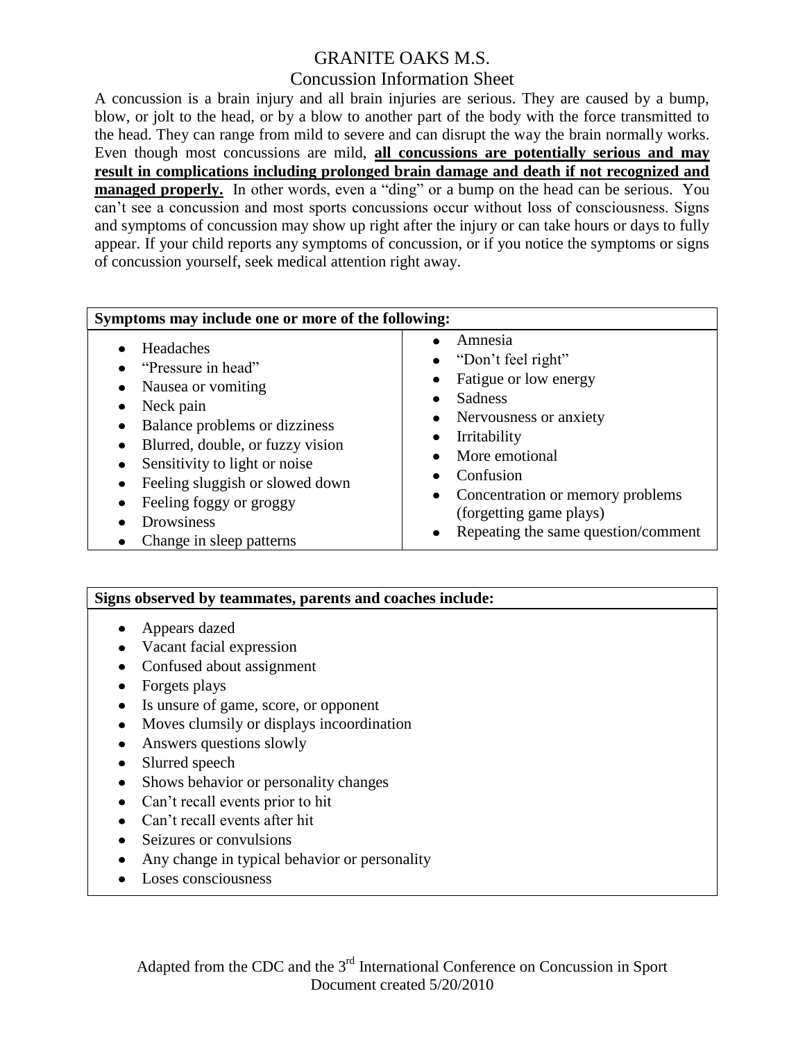# GRANITE OAKS M.S.

## Concussion Information Sheet

A concussion is a brain injury and all brain injuries are serious. They are caused by a bump, blow, or jolt to the head, or by a blow to another part of the body with the force transmitted to the head. They can range from mild to severe and can disrupt the way the brain normally works. Even though most concussions are mild, **all concussions are potentially serious and may result in complications including prolonged brain damage and death if not recognized and managed properly.** In other words, even a "ding" or a bump on the head can be serious. You can't see a concussion and most sports concussions occur without loss of consciousness. Signs and symptoms of concussion may show up right after the injury or can take hours or days to fully appear. If your child reports any symptoms of concussion, or if you notice the symptoms or signs of concussion yourself, seek medical attention right away.

| Symptoms may include one or more of the following: | |
|---|---|
| • Headaches<br>• "Pressure in head"<br>• Nausea or vomiting<br>• Neck pain<br>• Balance problems or dizziness<br>• Blurred, double, or fuzzy vision<br>• Sensitivity to light or noise<br>• Feeling sluggish or slowed down<br>• Feeling foggy or groggy<br>• Drowsiness<br>• Change in sleep patterns | • Amnesia<br>• "Don't feel right"<br>• Fatigue or low energy<br>• Sadness<br>• Nervousness or anxiety<br>• Irritability<br>• More emotional<br>• Confusion<br>• Concentration or memory problems (forgetting game plays)<br>• Repeating the same question/comment |

**Signs observed by teammates, parents and coaches include:**

- Appears dazed
- Vacant facial expression
- Confused about assignment
- Forgets plays
- Is unsure of game, score, or opponent
- Moves clumsily or displays incoordination
- Answers questions slowly
- Slurred speech
- Shows behavior or personality changes
- Can't recall events prior to hit
- Can't recall events after hit
- Seizures or convulsions
- Any change in typical behavior or personality
- Loses consciousness

Adapted from the CDC and the 3rd International Conference on Concussion in Sport
Document created 5/20/2010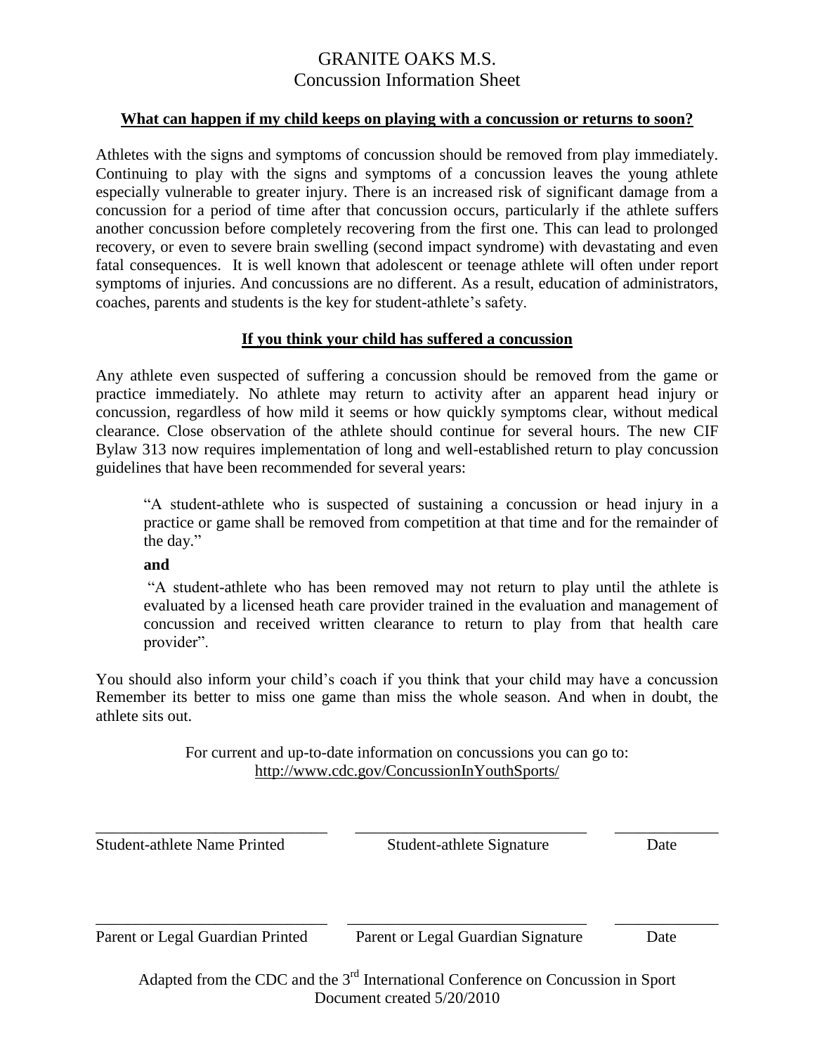# GRANITE OAKS M.S.
## Concussion Information Sheet

**What can happen if my child keeps on playing with a concussion or returns to soon?**

Athletes with the signs and symptoms of concussion should be removed from play immediately. Continuing to play with the signs and symptoms of a concussion leaves the young athlete especially vulnerable to greater injury. There is an increased risk of significant damage from a concussion for a period of time after that concussion occurs, particularly if the athlete suffers another concussion before completely recovering from the first one. This can lead to prolonged recovery, or even to severe brain swelling (second impact syndrome) with devastating and even fatal consequences. It is well known that adolescent or teenage athlete will often under report symptoms of injuries. And concussions are no different. As a result, education of administrators, coaches, parents and students is the key for student-athlete's safety.

**If you think your child has suffered a concussion**

Any athlete even suspected of suffering a concussion should be removed from the game or practice immediately. No athlete may return to activity after an apparent head injury or concussion, regardless of how mild it seems or how quickly symptoms clear, without medical clearance. Close observation of the athlete should continue for several hours. The new CIF Bylaw 313 now requires implementation of long and well-established return to play concussion guidelines that have been recommended for several years:

> "A student-athlete who is suspected of sustaining a concussion or head injury in a practice or game shall be removed from competition at that time and for the remainder of the day."
>
> **and**
>
> "A student-athlete who has been removed may not return to play until the athlete is evaluated by a licensed heath care provider trained in the evaluation and management of concussion and received written clearance to return to play from that health care provider".

You should also inform your child's coach if you think that your child may have a concussion Remember its better to miss one game than miss the whole season. And when in doubt, the athlete sits out.

For current and up-to-date information on concussions you can go to:
http://www.cdc.gov/ConcussionInYouthSports/

| | | |
|---|---|---|
| \_\_\_\_\_\_\_\_\_\_\_\_\_\_\_\_\_\_\_\_\_\_\_\_ | \_\_\_\_\_\_\_\_\_\_\_\_\_\_\_\_\_\_\_\_\_\_\_\_ | \_\_\_\_\_\_\_\_\_\_ |
| Student-athlete Name Printed | Student-athlete Signature | Date |
| \_\_\_\_\_\_\_\_\_\_\_\_\_\_\_\_\_\_\_\_\_\_\_\_ | \_\_\_\_\_\_\_\_\_\_\_\_\_\_\_\_\_\_\_\_\_\_\_\_ | \_\_\_\_\_\_\_\_\_\_ |
| Parent or Legal Guardian Printed | Parent or Legal Guardian Signature | Date |

Adapted from the CDC and the 3rd International Conference on Concussion in Sport
Document created 5/20/2010